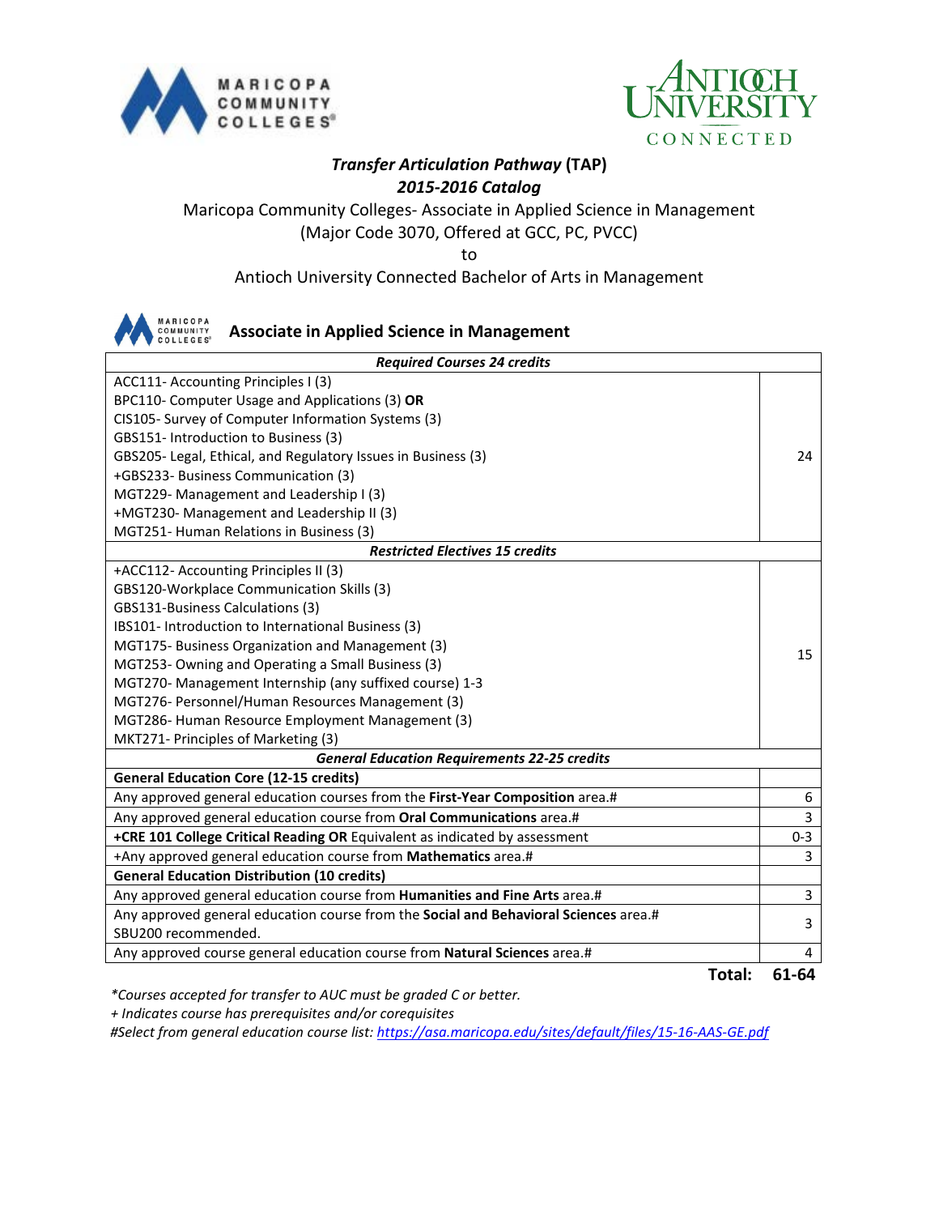# *Transfer Articulation Pathway* (TAP)

## *2015-2016 Catalog*

Maricopa Community Colleges- Associate in Applied Science in Management
(Major Code 3070, Offered at GCC, PC, PVCC)

to

Antioch University Connected Bachelor of Arts in Management

## Associate in Applied Science in Management

| ***Required Courses 24 credits*** | |
|---|---|
| ACC111- Accounting Principles I (3)<br>BPC110- Computer Usage and Applications (3) **OR**<br>CIS105- Survey of Computer Information Systems (3)<br>GBS151- Introduction to Business (3)<br>GBS205- Legal, Ethical, and Regulatory Issues in Business (3)<br>+GBS233- Business Communication (3)<br>MGT229- Management and Leadership I (3)<br>+MGT230- Management and Leadership II (3)<br>MGT251- Human Relations in Business (3) | 24 |
| ***Restricted Electives 15 credits*** | |
| +ACC112- Accounting Principles II (3)<br>GBS120-Workplace Communication Skills (3)<br>GBS131-Business Calculations (3)<br>IBS101- Introduction to International Business (3)<br>MGT175- Business Organization and Management (3)<br>MGT253- Owning and Operating a Small Business (3)<br>MGT270- Management Internship (any suffixed course) 1-3<br>MGT276- Personnel/Human Resources Management (3)<br>MGT286- Human Resource Employment Management (3)<br>MKT271- Principles of Marketing (3) | 15 |
| ***General Education Requirements 22-25 credits*** | |
| **General Education Core (12-15 credits)** | |
| Any approved general education courses from the **First-Year Composition** area.# | 6 |
| Any approved general education course from **Oral Communications** area.# | 3 |
| **+CRE 101 College Critical Reading OR** Equivalent as indicated by assessment | 0-3 |
| +Any approved general education course from **Mathematics** area.# | 3 |
| **General Education Distribution (10 credits)** | |
| Any approved general education course from **Humanities and Fine Arts** area.# | 3 |
| Any approved general education course from the **Social and Behavioral Sciences** area.# SBU200 recommended. | 3 |
| Any approved course general education course from **Natural Sciences** area.# | 4 |
| **Total:** | **61-64** |

*\*Courses accepted for transfer to AUC must be graded C or better.*

*+ Indicates course has prerequisites and/or corequisites*

*#Select from general education course list: https://asa.maricopa.edu/sites/default/files/15-16-AAS-GE.pdf*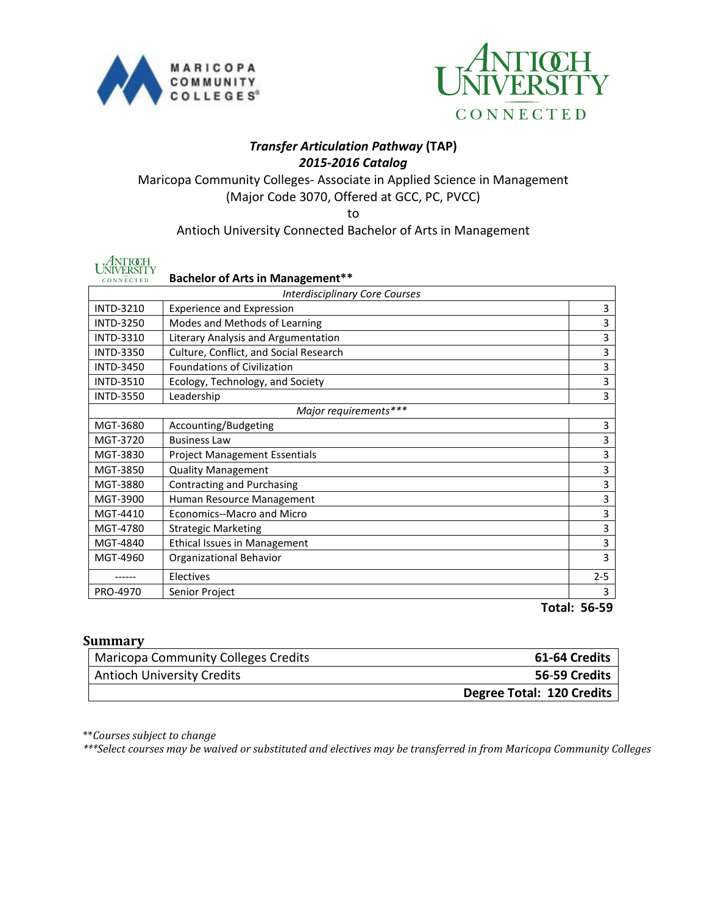# *Transfer Articulation Pathway* (TAP)

## *2015-2016 Catalog*

Maricopa Community Colleges- Associate in Applied Science in Management
(Major Code 3070, Offered at GCC, PC, PVCC)
to
Antioch University Connected Bachelor of Arts in Management

**Bachelor of Arts in Management****

| | | |
|---|---|---|
| | *Interdisciplinary Core Courses* | |
| INTD-3210 | Experience and Expression | 3 |
| INTD-3250 | Modes and Methods of Learning | 3 |
| INTD-3310 | Literary Analysis and Argumentation | 3 |
| INTD-3350 | Culture, Conflict, and Social Research | 3 |
| INTD-3450 | Foundations of Civilization | 3 |
| INTD-3510 | Ecology, Technology, and Society | 3 |
| INTD-3550 | Leadership | 3 |
| | *Major requirements**** | |
| MGT-3680 | Accounting/Budgeting | 3 |
| MGT-3720 | Business Law | 3 |
| MGT-3830 | Project Management Essentials | 3 |
| MGT-3850 | Quality Management | 3 |
| MGT-3880 | Contracting and Purchasing | 3 |
| MGT-3900 | Human Resource Management | 3 |
| MGT-4410 | Economics--Macro and Micro | 3 |
| MGT-4780 | Strategic Marketing | 3 |
| MGT-4840 | Ethical Issues in Management | 3 |
| MGT-4960 | Organizational Behavior | 3 |
| ------ | Electives | 2-5 |
| PRO-4970 | Senior Project | 3 |

**Total: 56-59**

## Summary

| | |
|---|---|
| Maricopa Community Colleges Credits | **61-64 Credits** |
| Antioch University Credits | **56-59 Credits** |
| | **Degree Total: 120 Credits** |

***Courses subject to change*

****Select courses may be waived or substituted and electives may be transferred in from Maricopa Community Colleges*